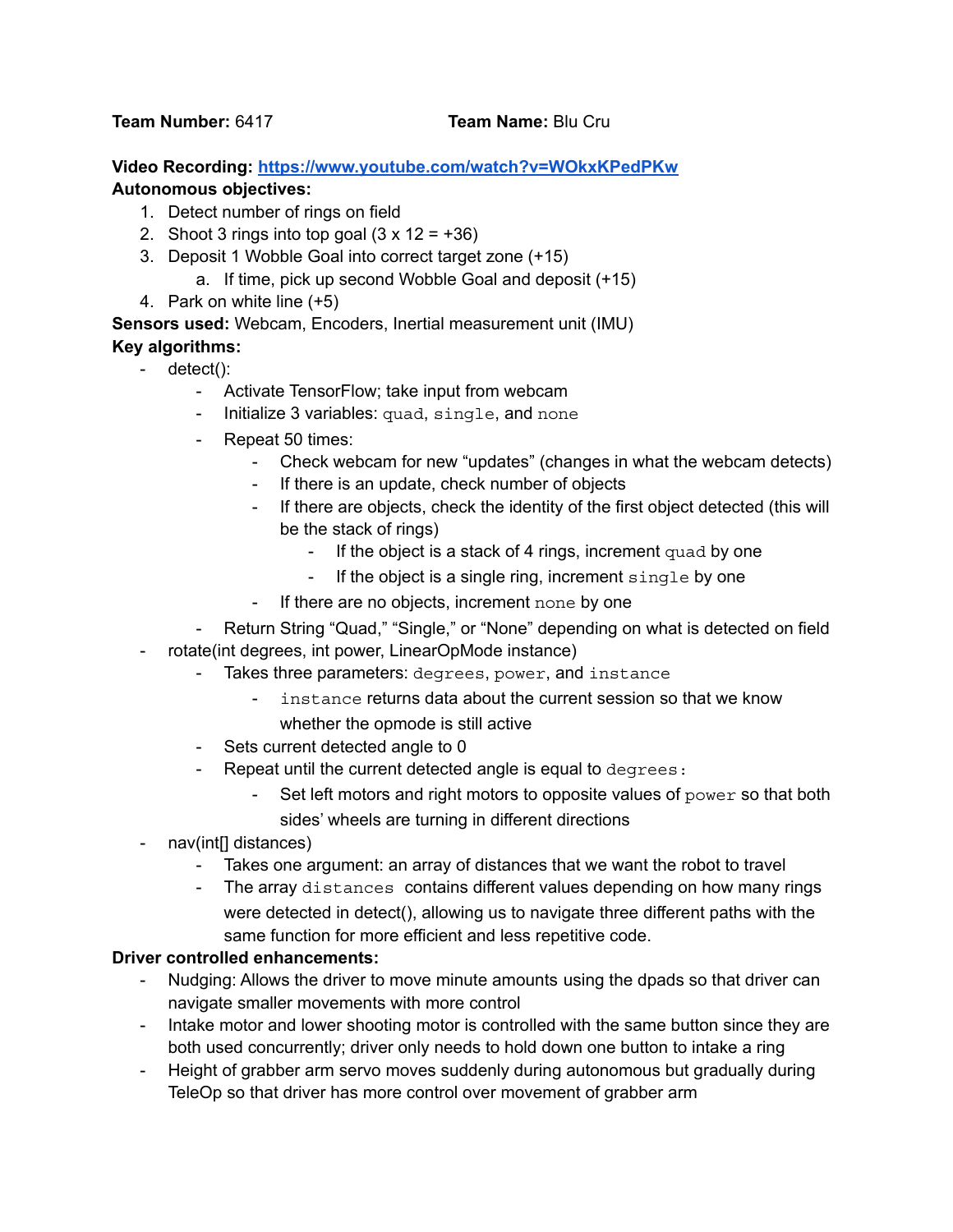**Team Number:** 6417 **Team Name:** Blu Cru

**Video Recording:** [https://www.youtube.com/watch?v=WOkxKPedPKw](https://www.youtube.com/watch?v=WOkxKPedPKw)

**Autonomous objectives:**

1. Detect number of rings on field
2. Shoot 3 rings into top goal (3 x 12 = +36)
3. Deposit 1 Wobble Goal into correct target zone (+15)
   a. If time, pick up second Wobble Goal and deposit (+15)
4. Park on white line (+5)

**Sensors used:** Webcam, Encoders, Inertial measurement unit (IMU)

**Key algorithms:**

- detect():
  - Activate TensorFlow; take input from webcam
  - Initialize 3 variables: `quad`, `single`, and `none`
  - Repeat 50 times:
    - Check webcam for new "updates" (changes in what the webcam detects)
    - If there is an update, check number of objects
    - If there are objects, check the identity of the first object detected (this will be the stack of rings)
      - If the object is a stack of 4 rings, increment `quad` by one
      - If the object is a single ring, increment `single` by one
    - If there are no objects, increment `none` by one
  - Return String "Quad," "Single," or "None" depending on what is detected on field
- rotate(int degrees, int power, LinearOpMode instance)
  - Takes three parameters: `degrees`, `power`, and `instance`
    - `instance` returns data about the current session so that we know whether the opmode is still active
  - Sets current detected angle to 0
  - Repeat until the current detected angle is equal to `degrees`:
    - Set left motors and right motors to opposite values of `power` so that both sides' wheels are turning in different directions
- nav(int[] distances)
  - Takes one argument: an array of distances that we want the robot to travel
  - The array `distances` contains different values depending on how many rings were detected in detect(), allowing us to navigate three different paths with the same function for more efficient and less repetitive code.

**Driver controlled enhancements:**

- Nudging: Allows the driver to move minute amounts using the dpads so that driver can navigate smaller movements with more control
- Intake motor and lower shooting motor is controlled with the same button since they are both used concurrently; driver only needs to hold down one button to intake a ring
- Height of grabber arm servo moves suddenly during autonomous but gradually during TeleOp so that driver has more control over movement of grabber arm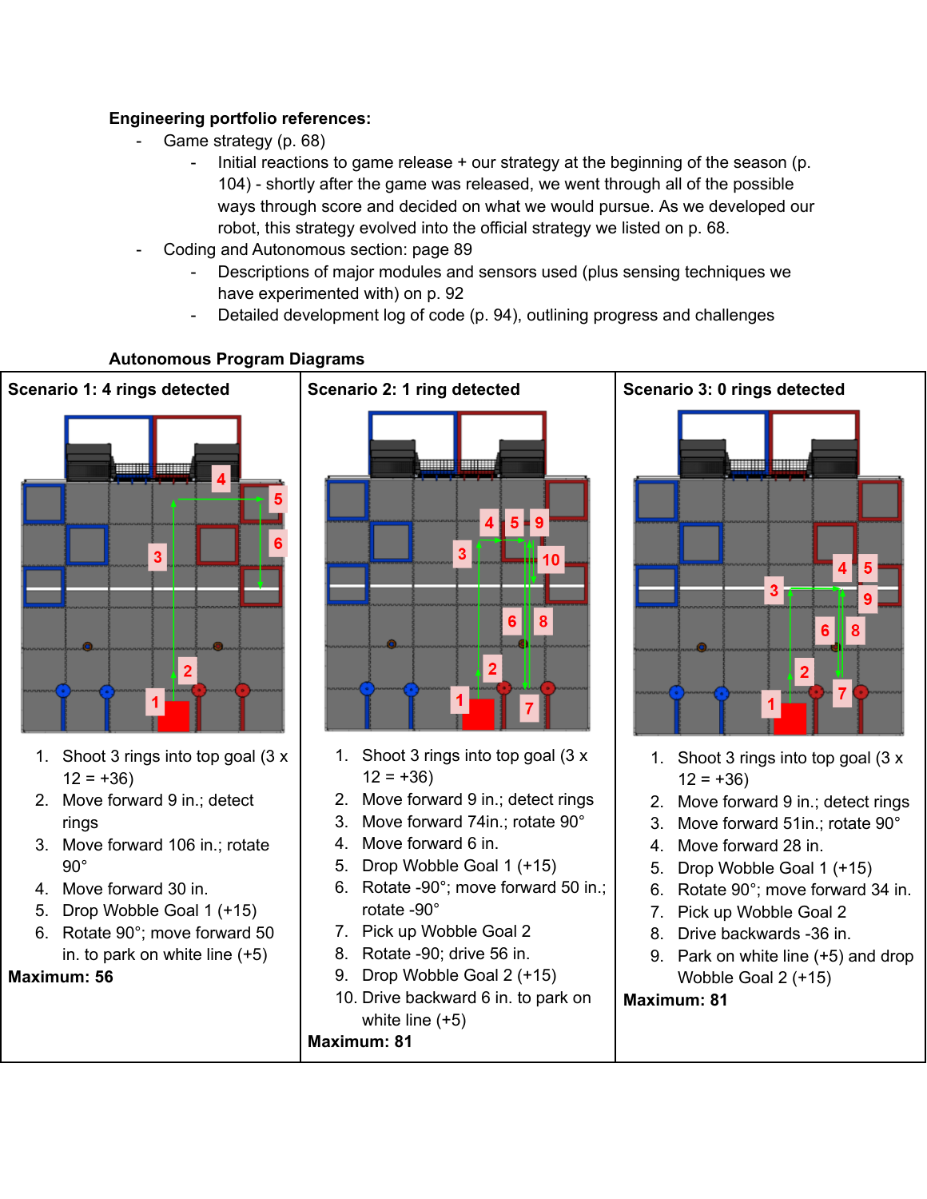**Engineering portfolio references:**

- Game strategy (p. 68)
  - Initial reactions to game release + our strategy at the beginning of the season (p. 104) - shortly after the game was released, we went through all of the possible ways through score and decided on what we would pursue. As we developed our robot, this strategy evolved into the official strategy we listed on p. 68.
- Coding and Autonomous section: page 89
  - Descriptions of major modules and sensors used (plus sensing techniques we have experimented with) on p. 92
  - Detailed development log of code (p. 94), outlining progress and challenges

**Autonomous Program Diagrams**

**Scenario 1: 4 rings detected**

1. Shoot 3 rings into top goal (3 x 12 = +36)
2. Move forward 9 in.; detect rings
3. Move forward 106 in.; rotate 90°
4. Move forward 30 in.
5. Drop Wobble Goal 1 (+15)
6. Rotate 90°; move forward 50 in. to park on white line (+5)

**Maximum: 56**

**Scenario 2: 1 ring detected**

1. Shoot 3 rings into top goal (3 x 12 = +36)
2. Move forward 9 in.; detect rings
3. Move forward 74in.; rotate 90°
4. Move forward 6 in.
5. Drop Wobble Goal 1 (+15)
6. Rotate -90°; move forward 50 in.; rotate -90°
7. Pick up Wobble Goal 2
8. Rotate -90; drive 56 in.
9. Drop Wobble Goal 2 (+15)
10. Drive backward 6 in. to park on white line (+5)

**Maximum: 81**

**Scenario 3: 0 rings detected**

1. Shoot 3 rings into top goal (3 x 12 = +36)
2. Move forward 9 in.; detect rings
3. Move forward 51in.; rotate 90°
4. Move forward 28 in.
5. Drop Wobble Goal 1 (+15)
6. Rotate 90°; move forward 34 in.
7. Pick up Wobble Goal 2
8. Drive backwards -36 in.
9. Park on white line (+5) and drop Wobble Goal 2 (+15)

**Maximum: 81**